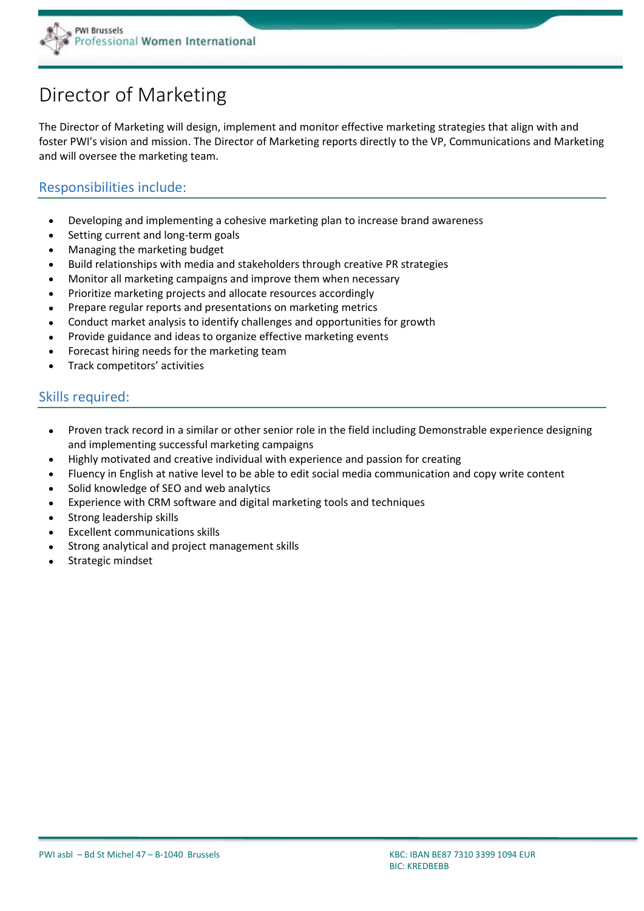# Director of Marketing

The Director of Marketing will design, implement and monitor effective marketing strategies that align with and foster PWI's vision and mission. The Director of Marketing reports directly to the VP, Communications and Marketing and will oversee the marketing team.

## Responsibilities include:

- Developing and implementing a cohesive marketing plan to increase brand awareness
- Setting current and long-term goals
- Managing the marketing budget
- Build relationships with media and stakeholders through creative PR strategies
- Monitor all marketing campaigns and improve them when necessary
- Prioritize marketing projects and allocate resources accordingly
- Prepare regular reports and presentations on marketing metrics
- Conduct market analysis to identify challenges and opportunities for growth
- Provide guidance and ideas to organize effective marketing events
- Forecast hiring needs for the marketing team
- Track competitors' activities

## Skills required:

- Proven track record in a similar or other senior role in the field including Demonstrable experience designing and implementing successful marketing campaigns
- Highly motivated and creative individual with experience and passion for creating
- Fluency in English at native level to be able to edit social media communication and copy write content
- Solid knowledge of SEO and web analytics
- Experience with CRM software and digital marketing tools and techniques
- Strong leadership skills
- Excellent communications skills
- Strong analytical and project management skills
- Strategic mindset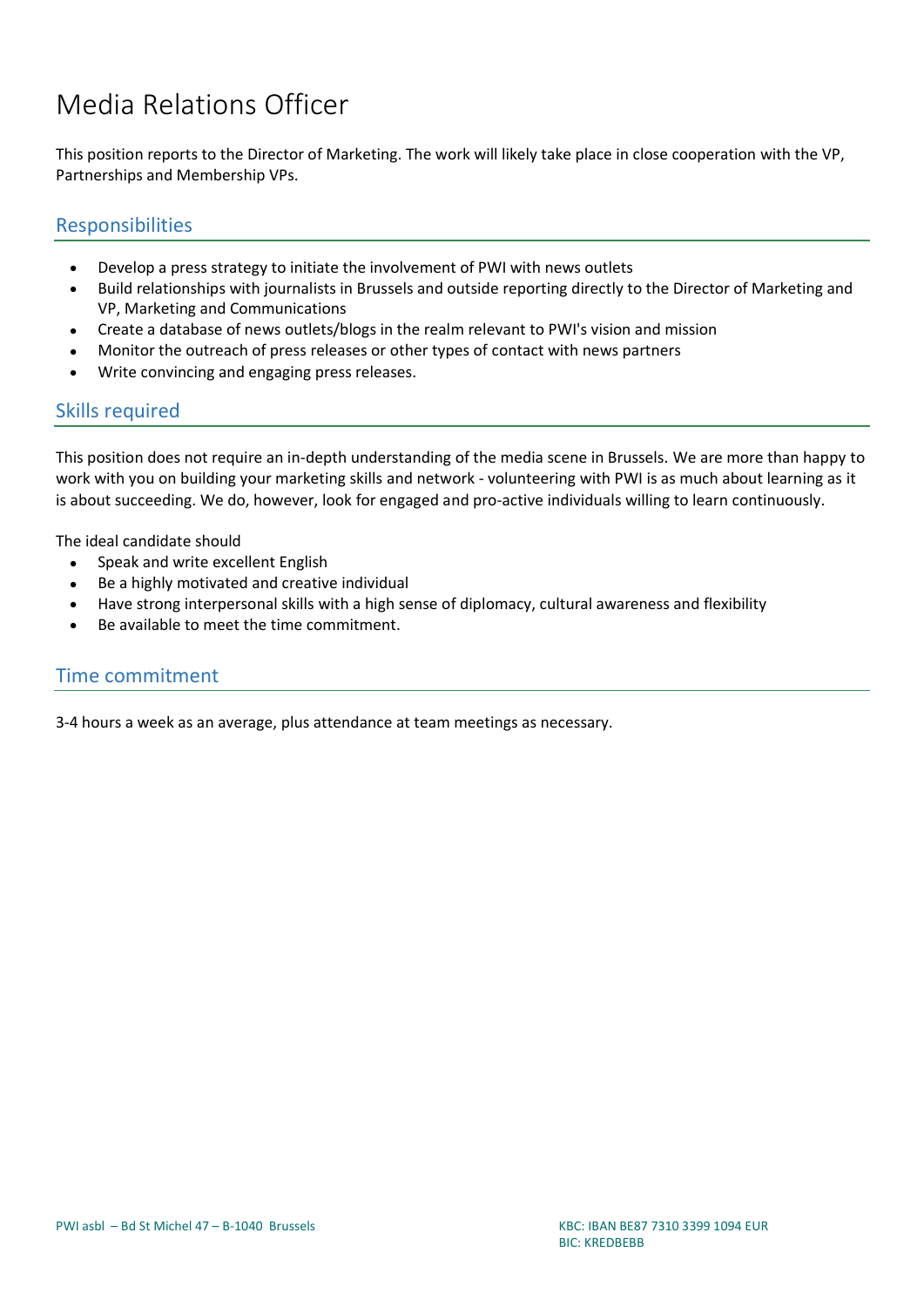# Media Relations Officer

This position reports to the Director of Marketing. The work will likely take place in close cooperation with the VP, Partnerships and Membership VPs.

## Responsibilities

- Develop a press strategy to initiate the involvement of PWI with news outlets
- Build relationships with journalists in Brussels and outside reporting directly to the Director of Marketing and VP, Marketing and Communications
- Create a database of news outlets/blogs in the realm relevant to PWI's vision and mission
- Monitor the outreach of press releases or other types of contact with news partners
- Write convincing and engaging press releases.

## Skills required

This position does not require an in-depth understanding of the media scene in Brussels. We are more than happy to work with you on building your marketing skills and network - volunteering with PWI is as much about learning as it is about succeeding. We do, however, look for engaged and pro-active individuals willing to learn continuously.

The ideal candidate should

- Speak and write excellent English
- Be a highly motivated and creative individual
- Have strong interpersonal skills with a high sense of diplomacy, cultural awareness and flexibility
- Be available to meet the time commitment.

## Time commitment

3-4 hours a week as an average, plus attendance at team meetings as necessary.